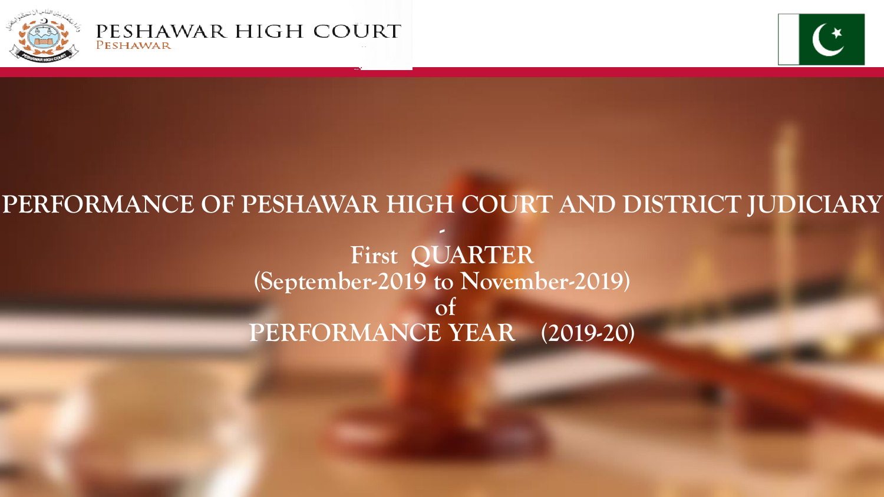PESHAWAR HIGH COURT
PESHAWAR

# PERFORMANCE OF PESHAWAR HIGH COURT AND DISTRICT JUDICIARY

-

## First QUARTER
## (September-2019 to November-2019)
## of
## PERFORMANCE YEAR (2019-20)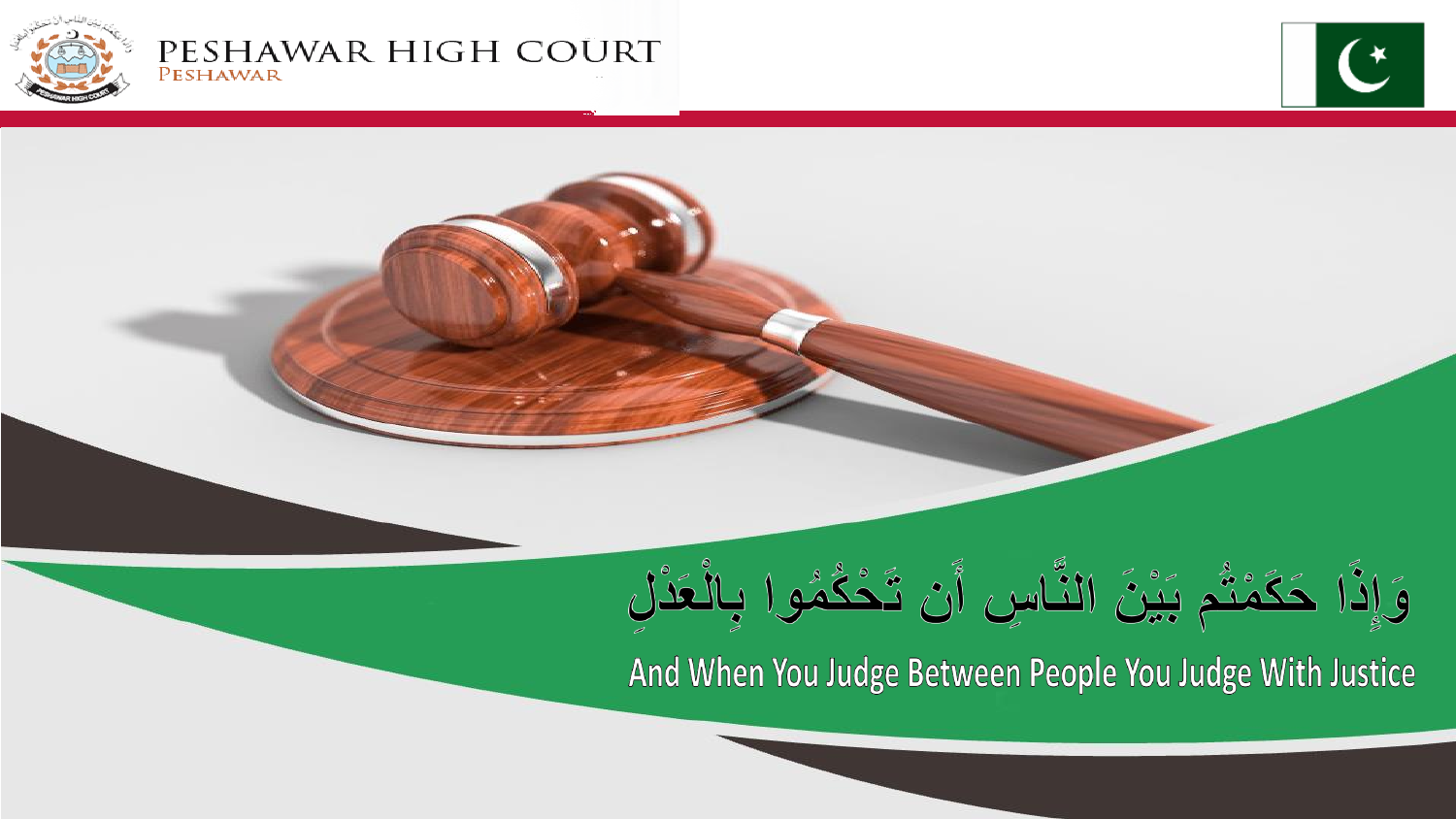PESHAWAR HIGH COURT

PESHAWAR

وَإِذَا حَكَمْتُم بَيْنَ النَّاسِ أَن تَحْكُمُوا بِالْعَدْلِ

And When You Judge Between People You Judge With Justice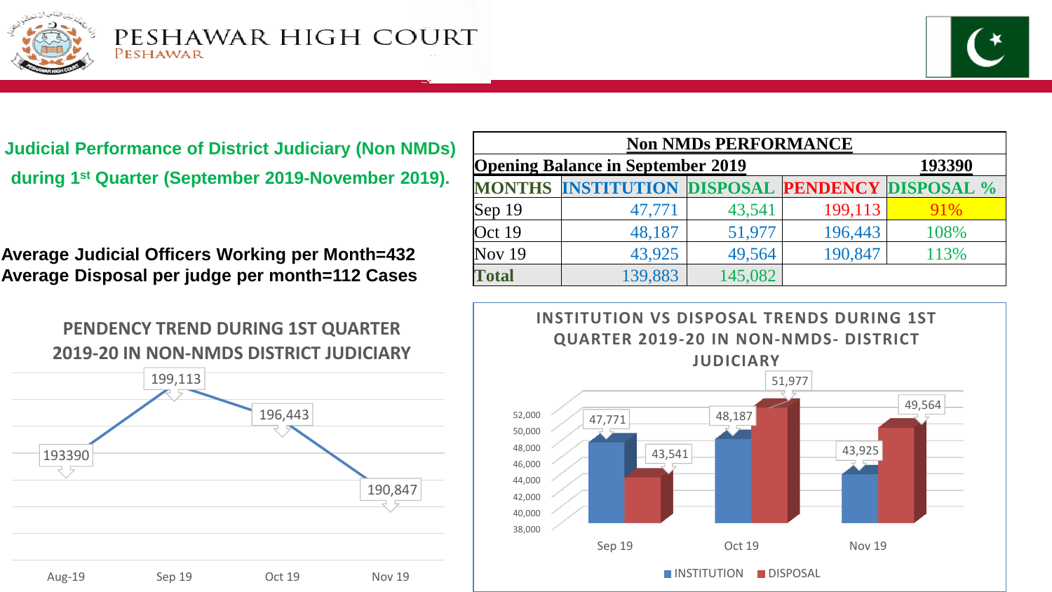# PESHAWAR HIGH COURT

PESHAWAR

## Judicial Performance of District Judiciary (Non NMDs) during 1st Quarter (September 2019-November 2019).

**Average Judicial Officers Working per Month=432**
**Average Disposal per judge per month=112 Cases**

| Non NMDs PERFORMANCE | | | | |
|---|---|---|---|---|
| Opening Balance in September 2019 | | | | 193390 |
| MONTHS | INSTITUTION | DISPOSAL | PENDENCY | DISPOSAL % |
| Sep 19 | 47,771 | 43,541 | 199,113 | 91% |
| Oct 19 | 48,187 | 51,977 | 196,443 | 108% |
| Nov 19 | 43,925 | 49,564 | 190,847 | 113% |
| Total | 139,883 | 145,082 | | |

### PENDENCY TREND DURING 1ST QUARTER 2019-20 IN NON-NMDS DISTRICT JUDICIARY

| Month | Pendency |
|---|---|
| Aug-19 | 193390 |
| Sep 19 | 199,113 |
| Oct 19 | 196,443 |
| Nov 19 | 190,847 |

### INSTITUTION VS DISPOSAL TRENDS DURING 1ST QUARTER 2019-20 IN NON-NMDS- DISTRICT JUDICIARY

| Month | INSTITUTION | DISPOSAL |
|---|---|---|
| Sep 19 | 47,771 | 43,541 |
| Oct 19 | 48,187 | 51,977 |
| Nov 19 | 43,925 | 49,564 |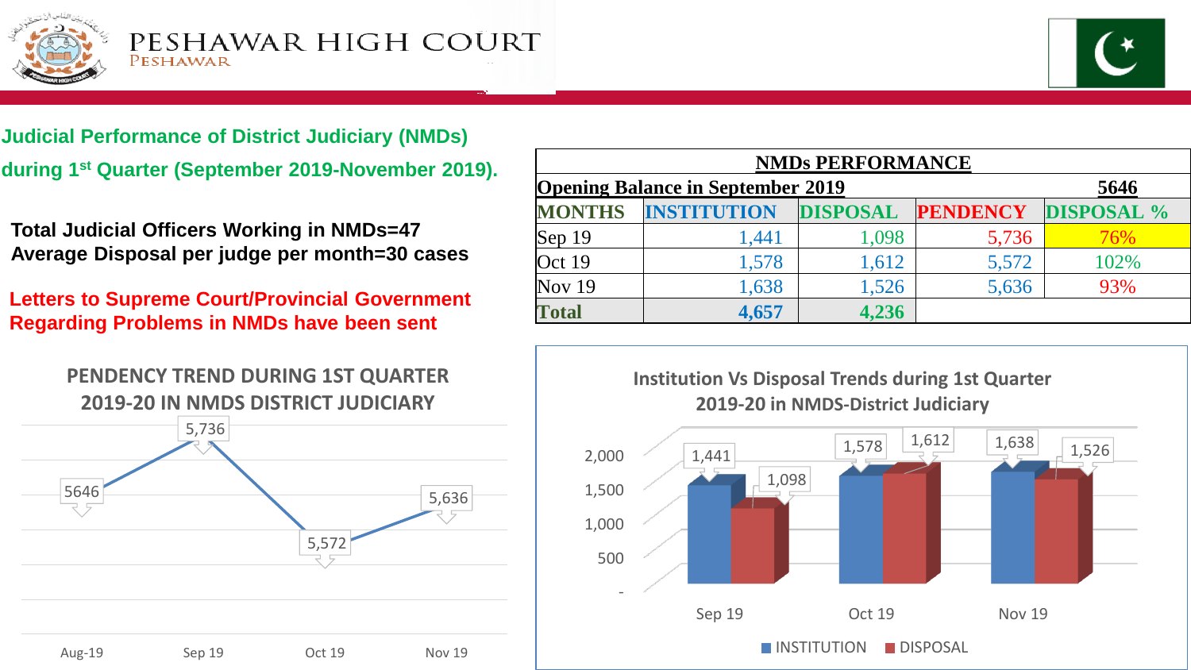# PESHAWAR HIGH COURT
PESHAWAR

## Judicial Performance of District Judiciary (NMDs) during 1st Quarter (September 2019-November 2019).

**Total Judicial Officers Working in NMDs=47**
**Average Disposal per judge per month=30 cases**

**Letters to Supreme Court/Provincial Government Regarding Problems in NMDs have been sent**

| NMDs PERFORMANCE | | | | |
|---|---|---|---|---|
| Opening Balance in September 2019 | | | | 5646 |
| MONTHS | INSTITUTION | DISPOSAL | PENDENCY | DISPOSAL % |
| Sep 19 | 1,441 | 1,098 | 5,736 | 76% |
| Oct 19 | 1,578 | 1,612 | 5,572 | 102% |
| Nov 19 | 1,638 | 1,526 | 5,636 | 93% |
| Total | 4,657 | 4,236 | | |

### PENDENCY TREND DURING 1ST QUARTER 2019-20 IN NMDS DISTRICT JUDICIARY

| Month | Pendency |
|---|---|
| Aug-19 | 5646 |
| Sep 19 | 5,736 |
| Oct 19 | 5,572 |
| Nov 19 | 5,636 |

### Institution Vs Disposal Trends during 1st Quarter 2019-20 in NMDS-District Judiciary

| Month | INSTITUTION | DISPOSAL |
|---|---|---|
| Sep 19 | 1,441 | 1,098 |
| Oct 19 | 1,578 | 1,612 |
| Nov 19 | 1,638 | 1,526 |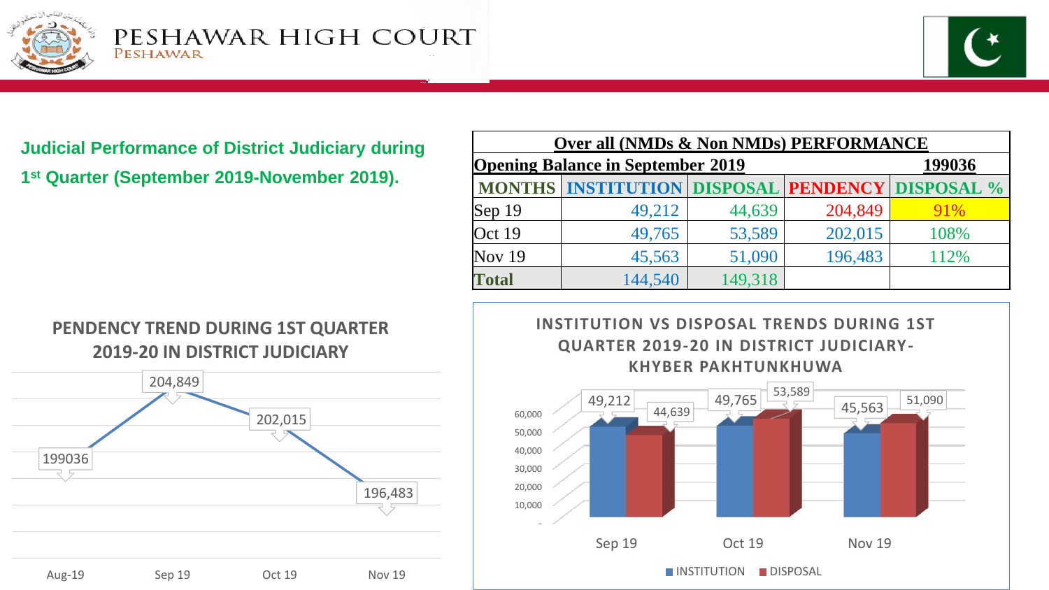# Judicial Performance of District Judiciary during 1st Quarter (September 2019-November 2019).

| Over all (NMDs & Non NMDs) PERFORMANCE | | | | |
|---|---|---|---|---|
| **Opening Balance in September 2019** | | | | **199036** |
| **MONTHS** | **INSTITUTION** | **DISPOSAL** | **PENDENCY** | **DISPOSAL %** |
| Sep 19 | 49,212 | 44,639 | 204,849 | 91% |
| Oct 19 | 49,765 | 53,589 | 202,015 | 108% |
| Nov 19 | 45,563 | 51,090 | 196,483 | 112% |
| **Total** | 144,540 | 149,318 | | |

## PENDENCY TREND DURING 1ST QUARTER 2019-20 IN DISTRICT JUDICIARY

| Month | Pendency |
|---|---|
| Aug-19 | 199036 |
| Sep 19 | 204,849 |
| Oct 19 | 202,015 |
| Nov 19 | 196,483 |

## INSTITUTION VS DISPOSAL TRENDS DURING 1ST QUARTER 2019-20 IN DISTRICT JUDICIARY-KHYBER PAKHTUNKHUWA

| Month | INSTITUTION | DISPOSAL |
|---|---|---|
| Sep 19 | 49,212 | 44,639 |
| Oct 19 | 49,765 | 53,589 |
| Nov 19 | 45,563 | 51,090 |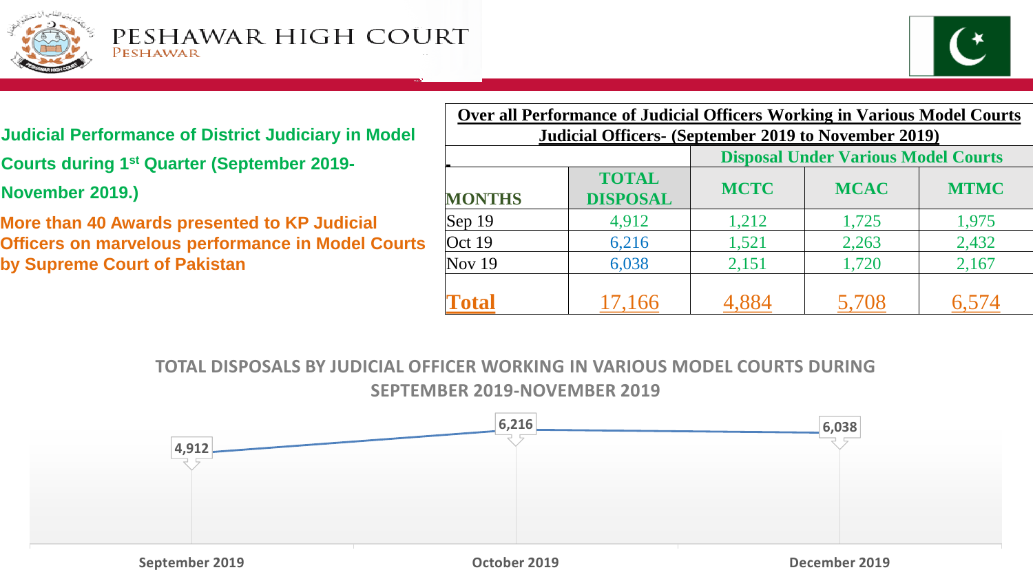PESHAWAR HIGH COURT
PESHAWAR

**Judicial Performance of District Judiciary in Model Courts during 1st Quarter (September 2019-November 2019.)**

**More than 40 Awards presented to KP Judicial Officers on marvelous performance in Model Courts by Supreme Court of Pakistan**

**Over all Performance of Judicial Officers Working in Various Model Courts Judicial Officers- (September 2019 to November 2019)**

| MONTHS | TOTAL DISPOSAL | Disposal Under Various Model Courts | | |
|---|---|---|---|---|
| | | MCTC | MCAC | MTMC |
| Sep 19 | 4,912 | 1,212 | 1,725 | 1,975 |
| Oct 19 | 6,216 | 1,521 | 2,263 | 2,432 |
| Nov 19 | 6,038 | 2,151 | 1,720 | 2,167 |
| **Total** | 17,166 | 4,884 | 5,708 | 6,574 |

**TOTAL DISPOSALS BY JUDICIAL OFFICER WORKING IN VARIOUS MODEL COURTS DURING SEPTEMBER 2019-NOVEMBER 2019**

| Month | Total Disposals |
|---|---|
| September 2019 | 4,912 |
| October 2019 | 6,216 |
| December 2019 | 6,038 |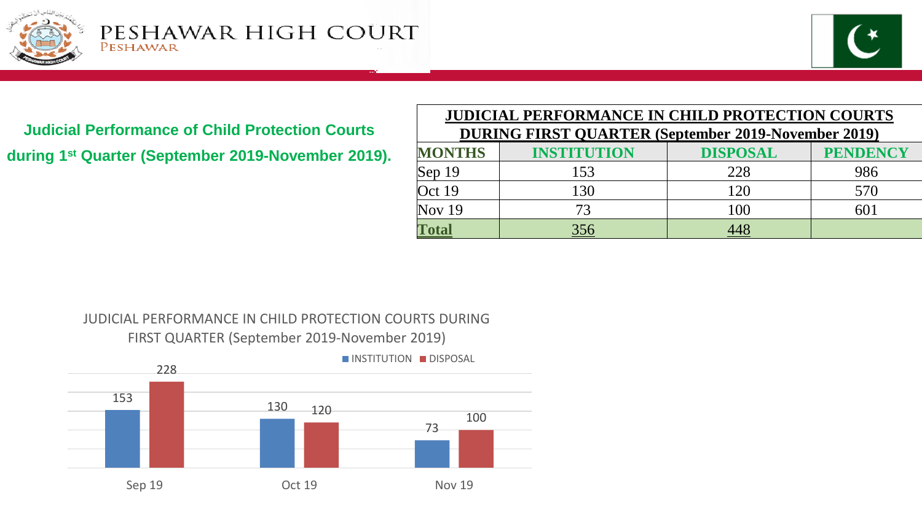# Judicial Performance of Child Protection Courts during 1st Quarter (September 2019-November 2019).

| JUDICIAL PERFORMANCE IN CHILD PROTECTION COURTS DURING FIRST QUARTER (September 2019-November 2019) | | | |
|---|---|---|---|
| MONTHS | INSTITUTION | DISPOSAL | PENDENCY |
| Sep 19 | 153 | 228 | 986 |
| Oct 19 | 130 | 120 | 570 |
| Nov 19 | 73 | 100 | 601 |
| **Total** | 356 | 448 | |

JUDICIAL PERFORMANCE IN CHILD PROTECTION COURTS DURING FIRST QUARTER (September 2019-November 2019)

| | INSTITUTION | DISPOSAL |
|---|---|---|
| Sep 19 | 153 | 228 |
| Oct 19 | 130 | 120 |
| Nov 19 | 73 | 100 |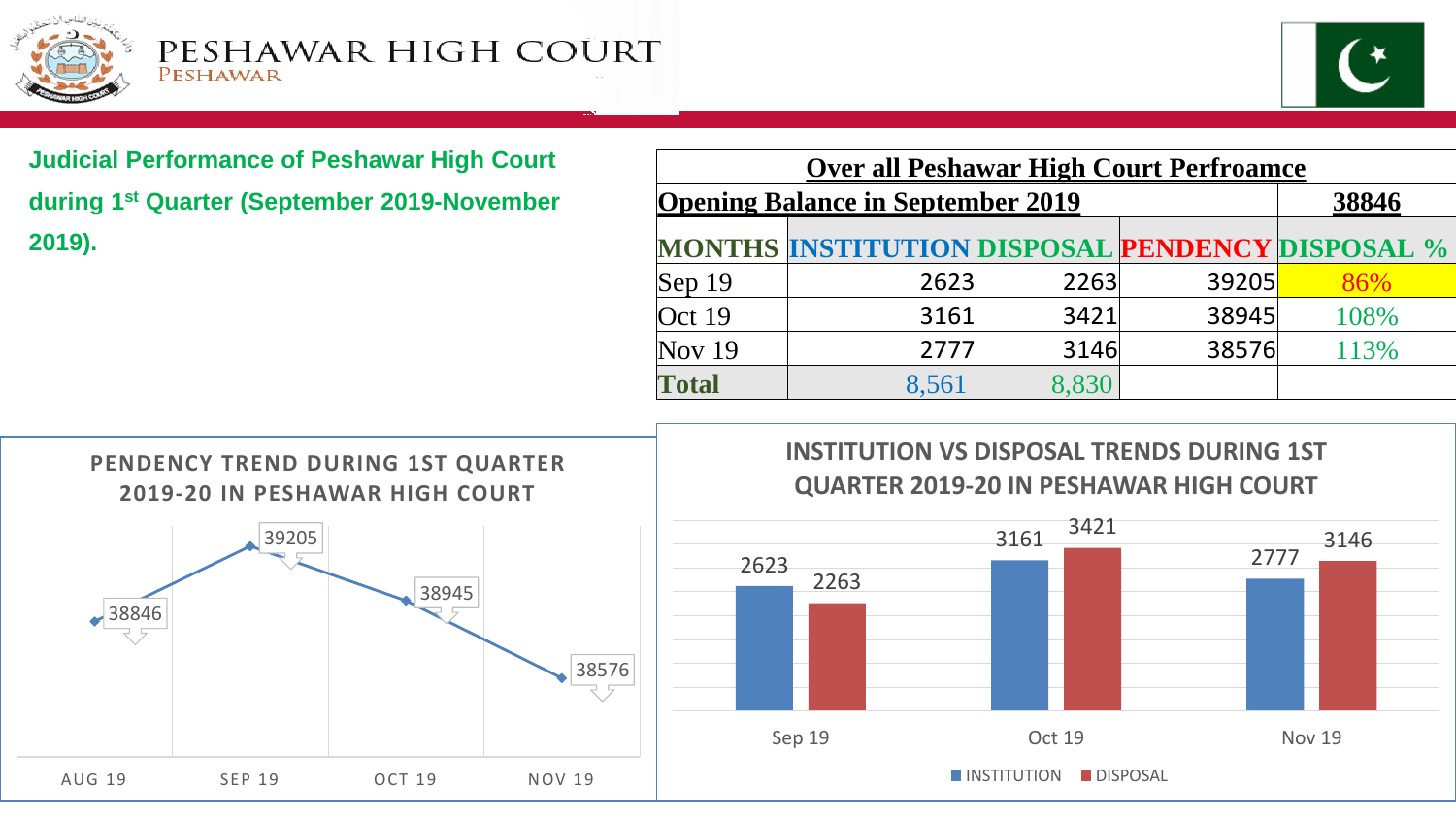PESHAWAR HIGH COURT
PESHAWAR

## Judicial Performance of Peshawar High Court during 1st Quarter (September 2019-November 2019).

| Over all Peshawar High Court Perfroamce | | | | |
|---|---|---|---|---|
| **Opening Balance in September 2019** | | | | **38846** |
| **MONTHS** | **INSTITUTION** | **DISPOSAL** | **PENDENCY** | **DISPOSAL %** |
| Sep 19 | 2623 | 2263 | 39205 | 86% |
| Oct 19 | 3161 | 3421 | 38945 | 108% |
| Nov 19 | 2777 | 3146 | 38576 | 113% |
| **Total** | 8,561 | 8,830 | | |

**PENDENCY TREND DURING 1ST QUARTER 2019-20 IN PESHAWAR HIGH COURT**

| AUG 19 | SEP 19 | OCT 19 | NOV 19 |
|---|---|---|---|
| 38846 | 39205 | 38945 | 38576 |

**INSTITUTION VS DISPOSAL TRENDS DURING 1ST QUARTER 2019-20 IN PESHAWAR HIGH COURT**

| | Sep 19 | Oct 19 | Nov 19 |
|---|---|---|---|
| INSTITUTION | 2623 | 3161 | 2777 |
| DISPOSAL | 2263 | 3421 | 3146 |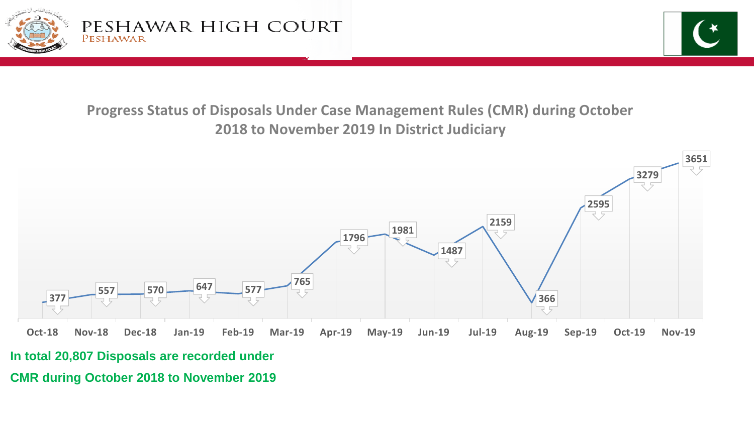# Progress Status of Disposals Under Case Management Rules (CMR) during October 2018 to November 2019 In District Judiciary

| Month | Disposals |
|---|---|
| Oct-18 | 377 |
| Nov-18 | 557 |
| Dec-18 | 570 |
| Jan-19 | 647 |
| Feb-19 | 577 |
| Mar-19 | 765 |
| Apr-19 | 1796 |
| May-19 | 1981 |
| Jun-19 | 1487 |
| Jul-19 | 2159 |
| Aug-19 | 366 |
| Sep-19 | 2595 |
| Oct-19 | 3279 |
| Nov-19 | 3651 |

**In total 20,807 Disposals are recorded under CMR during October 2018 to November 2019**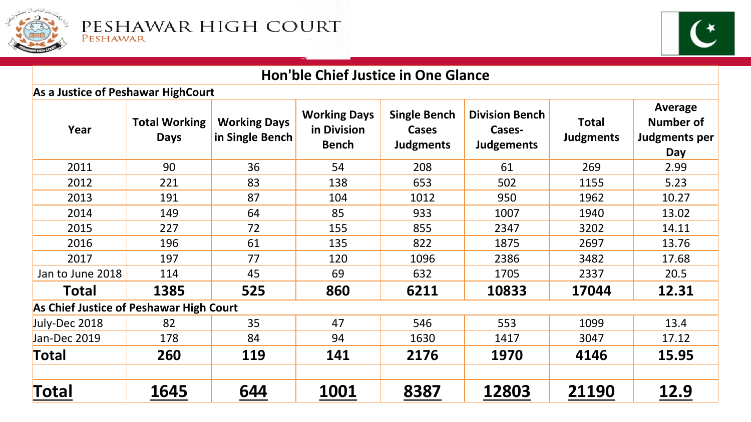PESHAWAR HIGH COURT
PESHAWAR

# Hon'ble Chief Justice in One Glance

| Year | Total Working Days | Working Days in Single Bench | Working Days in Division Bench | Single Bench Cases Judgments | Division Bench Cases-Judgements | Total Judgments | Average Number of Judgments per Day |
|---|---|---|---|---|---|---|---|
| **As a Justice of Peshawar HighCourt** | | | | | | | |
| 2011 | 90 | 36 | 54 | 208 | 61 | 269 | 2.99 |
| 2012 | 221 | 83 | 138 | 653 | 502 | 1155 | 5.23 |
| 2013 | 191 | 87 | 104 | 1012 | 950 | 1962 | 10.27 |
| 2014 | 149 | 64 | 85 | 933 | 1007 | 1940 | 13.02 |
| 2015 | 227 | 72 | 155 | 855 | 2347 | 3202 | 14.11 |
| 2016 | 196 | 61 | 135 | 822 | 1875 | 2697 | 13.76 |
| 2017 | 197 | 77 | 120 | 1096 | 2386 | 3482 | 17.68 |
| Jan to June 2018 | 114 | 45 | 69 | 632 | 1705 | 2337 | 20.5 |
| **Total** | **1385** | **525** | **860** | **6211** | **10833** | **17044** | **12.31** |
| **As Chief Justice of Peshawar High Court** | | | | | | | |
| July-Dec 2018 | 82 | 35 | 47 | 546 | 553 | 1099 | 13.4 |
| Jan-Dec 2019 | 178 | 84 | 94 | 1630 | 1417 | 3047 | 17.12 |
| **Total** | **260** | **119** | **141** | **2176** | **1970** | **4146** | **15.95** |
| | | | | | | | |
| **Total** | **1645** | **644** | **1001** | **8387** | **12803** | **21190** | **12.9** |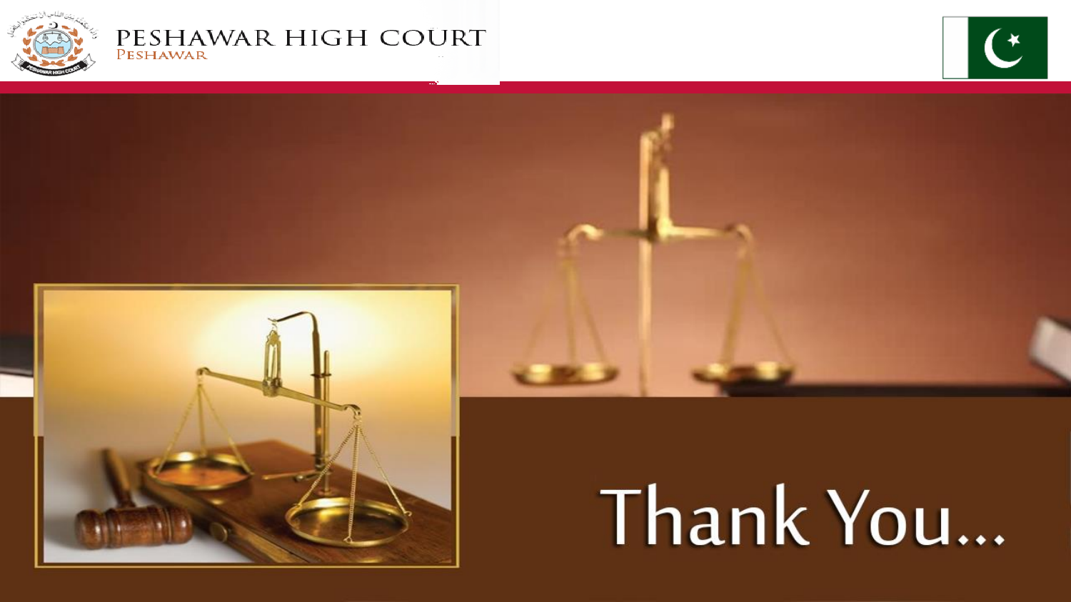Thank You...